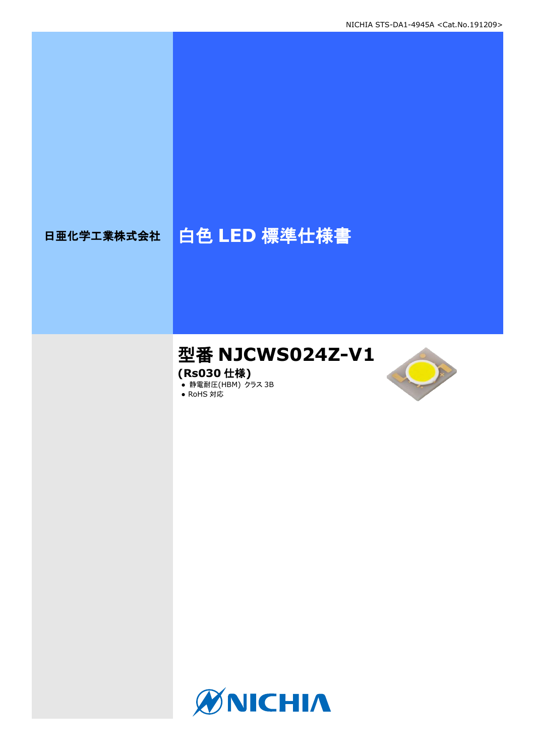日亜化学工業株式会社

# 白色 LED 標準仕様書

## 型番 NJCWS024Z-V1

**(Rs030 仕様)**

- 静電耐圧(HBM) クラス 3B
- RoHS 対応

NICHIA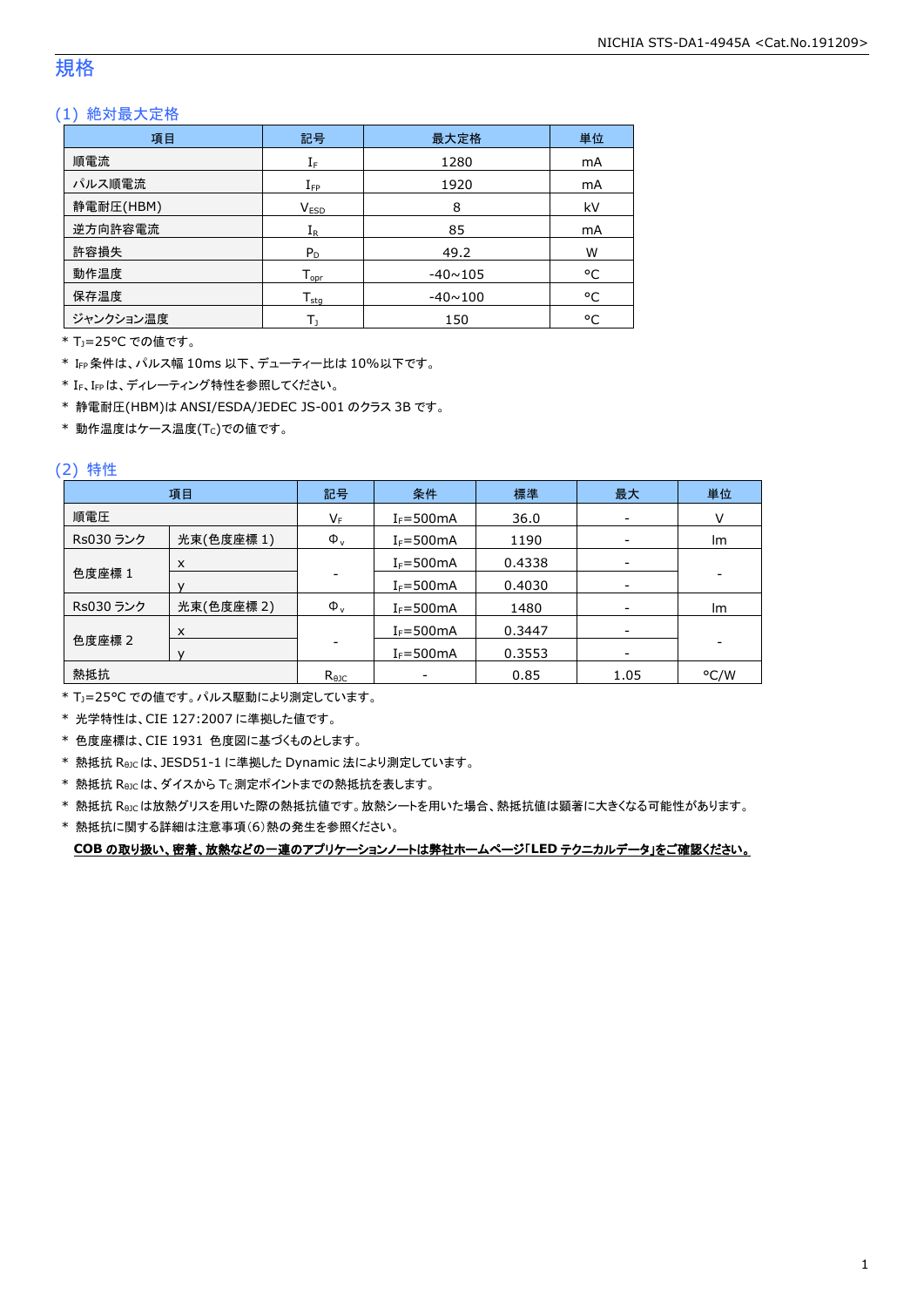# 規格

## (1) 絶対最大定格

| 項目 | 記号 | 最大定格 | 単位 |
|---|---|---|---|
| 順電流 | $I_F$ | 1280 | mA |
| パルス順電流 | $I_{FP}$ | 1920 | mA |
| 静電耐圧(HBM) | $V_{ESD}$ | 8 | kV |
| 逆方向許容電流 | $I_R$ | 85 | mA |
| 許容損失 | $P_D$ | 49.2 | W |
| 動作温度 | $T_{opr}$ | -40~105 | °C |
| 保存温度 | $T_{stg}$ | -40~100 | °C |
| ジャンクション温度 | $T_J$ | 150 | °C |

* $T_J$=25°C での値です。
* $I_{FP}$ 条件は、パルス幅 10ms 以下、デューティー比は 10%以下です。
* $I_F$、$I_{FP}$ は、ディレーティング特性を参照してください。
* 静電耐圧(HBM)は ANSI/ESDA/JEDEC JS-001 のクラス 3B です。
* 動作温度はケース温度($T_C$)での値です。

## (2) 特性

| 項目 | | 記号 | 条件 | 標準 | 最大 | 単位 |
|---|---|---|---|---|---|---|
| 順電圧 | | $V_F$ | $I_F$=500mA | 36.0 | - | V |
| Rs030 ランク | 光束(色度座標 1) | $\Phi_v$ | $I_F$=500mA | 1190 | - | lm |
| 色度座標 1 | x | - | $I_F$=500mA | 0.4338 | - | - |
| | y | | $I_F$=500mA | 0.4030 | - | |
| Rs030 ランク | 光束(色度座標 2) | $\Phi_v$ | $I_F$=500mA | 1480 | - | lm |
| 色度座標 2 | x | - | $I_F$=500mA | 0.3447 | - | - |
| | y | | $I_F$=500mA | 0.3553 | - | |
| 熱抵抗 | | $R_{\theta JC}$ | - | 0.85 | 1.05 | °C/W |

* $T_J$=25°C での値です。パルス駆動により測定しています。
* 光学特性は、CIE 127:2007 に準拠した値です。
* 色度座標は、CIE 1931 色度図に基づくものとします。
* 熱抵抗 $R_{\theta JC}$ は、JESD51-1 に準拠した Dynamic 法により測定しています。
* 熱抵抗 $R_{\theta JC}$ は、ダイスから $T_C$ 測定ポイントまでの熱抵抗を表します。
* 熱抵抗 $R_{\theta JC}$ は放熱グリスを用いた際の熱抵抗値です。放熱シートを用いた場合、熱抵抗値は顕著に大きくなる可能性があります。
* 熱抵抗に関する詳細は注意事項(6)熱の発生を参照ください。

**COB の取り扱い、密着、放熱などの一連のアプリケーションノートは弊社ホームページ「LED テクニカルデータ」をご確認ください。**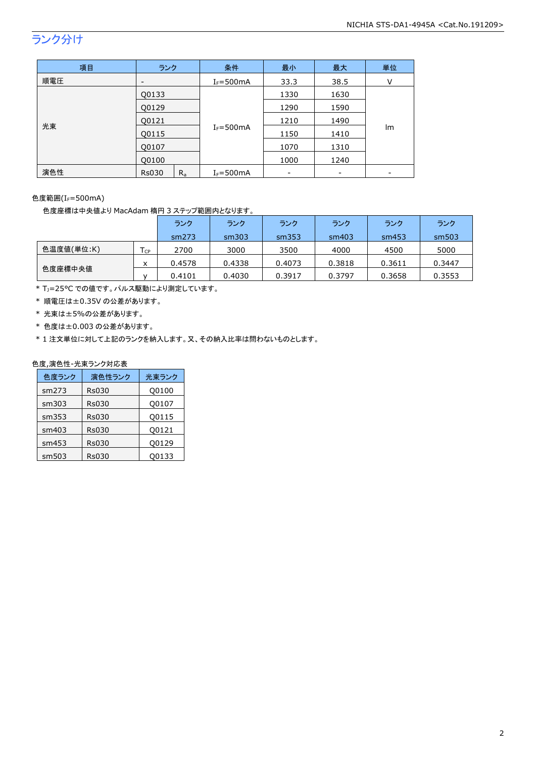# ランク分け

| 項目 | ランク | | 条件 | 最小 | 最大 | 単位 |
|---|---|---|---|---|---|---|
| 順電圧 | - | | $I_F$=500mA | 33.3 | 38.5 | V |
| 光束 | Q0133 | | $I_F$=500mA | 1330 | 1630 | lm |
| | Q0129 | | | 1290 | 1590 | |
| | Q0121 | | | 1210 | 1490 | |
| | Q0115 | | | 1150 | 1410 | |
| | Q0107 | | | 1070 | 1310 | |
| | Q0100 | | | 1000 | 1240 | |
| 演色性 | Rs030 | $R_a$ | $I_F$=500mA | - | - | - |

色度範囲($I_F$=500mA)

色度座標は中央値より MacAdam 楕円 3 ステップ範囲内となります。

| | | ランク sm273 | ランク sm303 | ランク sm353 | ランク sm403 | ランク sm453 | ランク sm503 |
|---|---|---|---|---|---|---|---|
| 色温度値(単位:K) | $T_{CP}$ | 2700 | 3000 | 3500 | 4000 | 4500 | 5000 |
| 色度座標中央値 | x | 0.4578 | 0.4338 | 0.4073 | 0.3818 | 0.3611 | 0.3447 |
| | y | 0.4101 | 0.4030 | 0.3917 | 0.3797 | 0.3658 | 0.3553 |

* $T_J$=25°C での値です。パルス駆動により測定しています。
* 順電圧は±0.35V の公差があります。
* 光束は±5%の公差があります。
* 色度は±0.003 の公差があります。
* 1 注文単位に対して上記のランクを納入します。又、その納入比率は問わないものとします。

色度,演色性-光束ランク対応表

| 色度ランク | 演色性ランク | 光束ランク |
|---|---|---|
| sm273 | Rs030 | Q0100 |
| sm303 | Rs030 | Q0107 |
| sm353 | Rs030 | Q0115 |
| sm403 | Rs030 | Q0121 |
| sm453 | Rs030 | Q0129 |
| sm503 | Rs030 | Q0133 |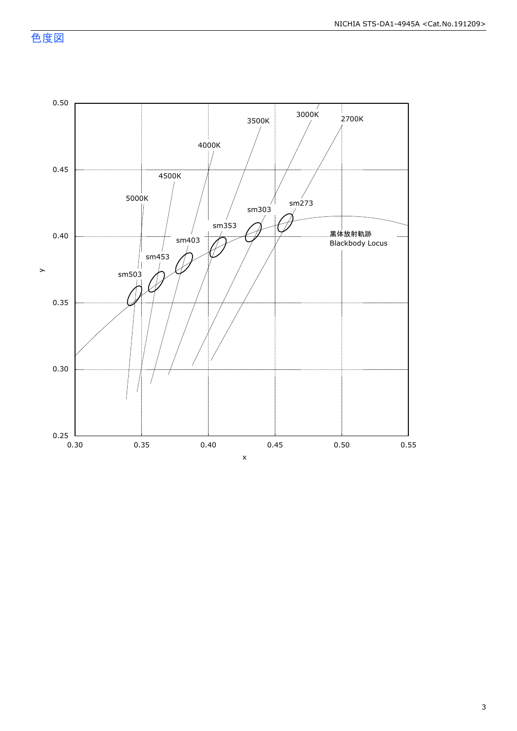## 色度図

0.50
0.45
0.40
0.35
0.30
0.25

y

0.30 0.35 0.40 0.45 0.50 0.55

x

5000K
4500K
4000K
3500K
3000K
2700K

sm503
sm453
sm403
sm353
sm303
sm273

黒体放射軌跡
Blackbody Locus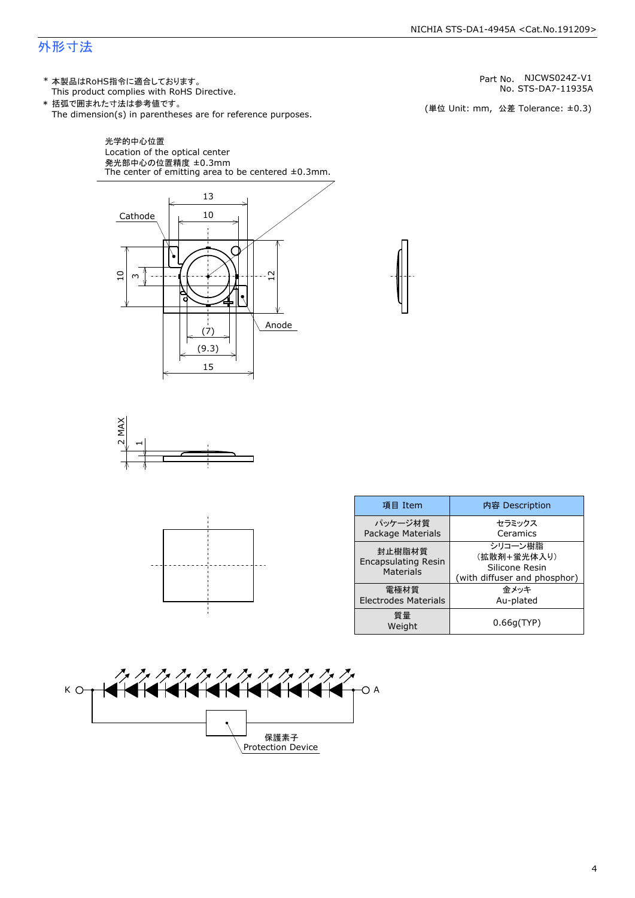# 外形寸法

\* 本製品はRoHS指令に適合しております。
This product complies with RoHS Directive.

\* 括弧で囲まれた寸法は参考値です。
The dimension(s) in parentheses are for reference purposes.

Part No.　NJCWS024Z-V1
No. STS-DA7-11935A

(単位 Unit: mm,　公差 Tolerance: ±0.3)

光学的中心位置
Location of the optical center
発光部中心の位置精度 ±0.3mm
The center of emitting area to be centered ±0.3mm.

Cathode

Anode

13, 10, 10, 3, 12, (7), (9.3), 15

2 MAX, 1

| 項目 Item | 内容 Description |
|---|---|
| パッケージ材質<br>Package Materials | セラミックス<br>Ceramics |
| 封止樹脂材質<br>Encapsulating Resin Materials | シリコーン樹脂<br>(拡散剤+蛍光体入り)<br>Silicone Resin<br>(with diffuser and phosphor) |
| 電極材質<br>Electrodes Materials | 金メッキ<br>Au-plated |
| 質量<br>Weight | 0.66g(TYP) |

K　A

保護素子
Protection Device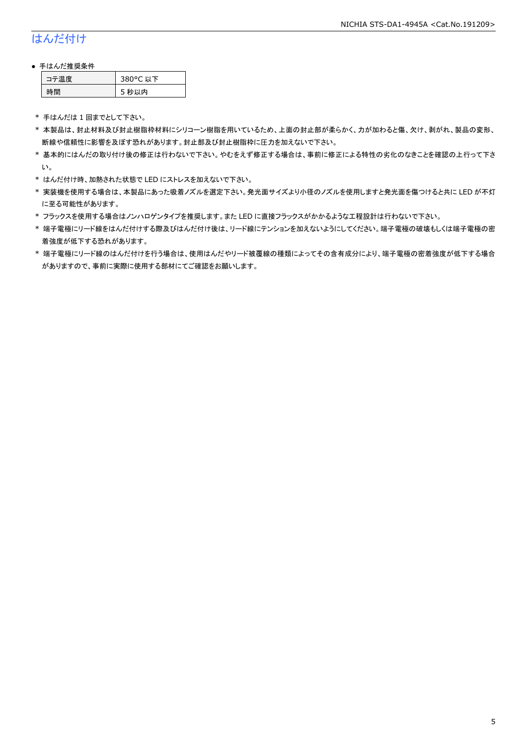## はんだ付け

- 手はんだ推奨条件

| コテ温度 | 380°C 以下 |
| --- | --- |
| 時間 | 5 秒以内 |

\* 手はんだは 1 回までとして下さい。

\* 本製品は、封止材料及び封止樹脂枠材料にシリコーン樹脂を用いているため、上面の封止部が柔らかく、力が加わると傷、欠け、剥がれ、製品の変形、断線や信頼性に影響を及ぼす恐れがあります。封止部及び封止樹脂枠に圧力を加えないで下さい。

\* 基本的にはんだの取り付け後の修正は行わないで下さい。やむをえず修正する場合は、事前に修正による特性の劣化のなきことを確認の上行って下さい。

\* はんだ付け時、加熱された状態で LED にストレスを加えないで下さい。

\* 実装機を使用する場合は、本製品にあった吸着ノズルを選定下さい。発光面サイズより小径のノズルを使用しますと発光面を傷つけると共に LED が不灯に至る可能性があります。

\* フラックスを使用する場合はノンハロゲンタイプを推奨します。また LED に直接フラックスがかかるような工程設計は行わないで下さい。

\* 端子電極にリード線をはんだ付けする際及びはんだ付け後は、リード線にテンションを加えないようにしてください。端子電極の破壊もしくは端子電極の密着強度が低下する恐れがあります。

\* 端子電極にリード線のはんだ付けを行う場合は、使用はんだやリード被覆線の種類によってその含有成分により、端子電極の密着強度が低下する場合がありますので、事前に実際に使用する部材にてご確認をお願いします。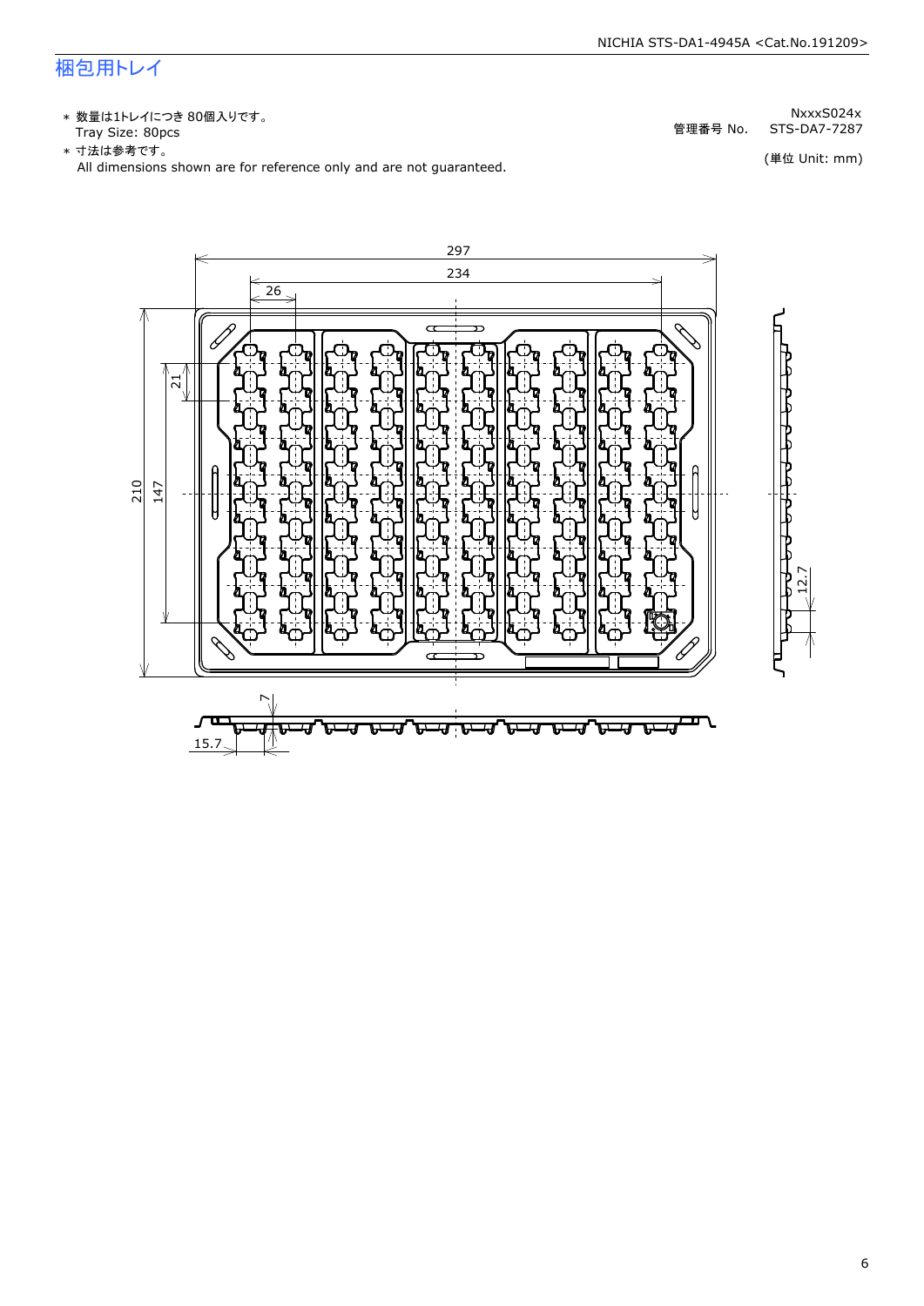# 梱包用トレイ

\* 数量は1トレイにつき 80個入りです。
  Tray Size: 80pcs

\* 寸法は参考です。
  All dimensions shown are for reference only and are not guaranteed.

管理番号 No. NxxxS024x
STS-DA7-7287

(単位 Unit: mm)

297
234
26
21
210
147
12.7
7
15.7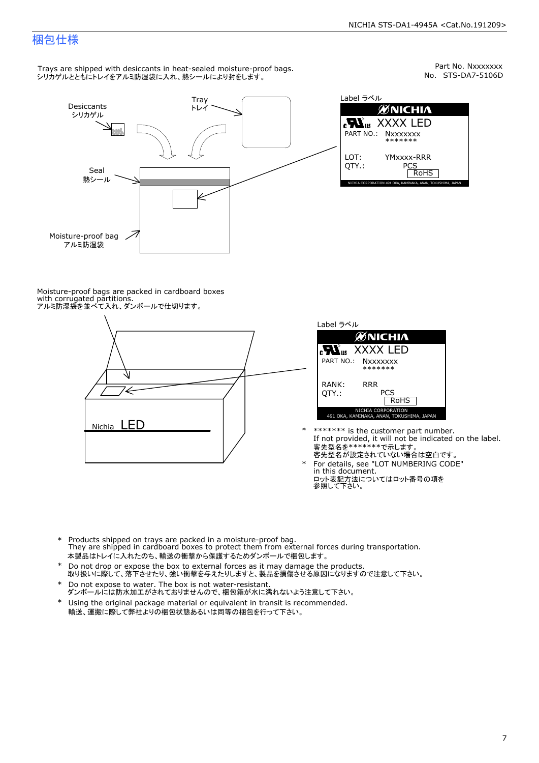# 梱包仕様

Part No. Nxxxxxxx
No. STS-DA7-5106D

Trays are shipped with desiccants in heat-sealed moisture-proof bags.
シリカゲルとともにトレイをアルミ防湿袋に入れ、熱シールにより封をします。

Desiccants
シリカゲル

Tray
トレイ

Seal
熱シール

Moisture-proof bag
アルミ防湿袋

Label ラベル

NICHIA
XXXX LED
PART NO.: Nxxxxxxx
*******
LOT: YMxxxx-RRR
QTY.: PCS
RoHS
NICHIA CORPORATION 491 OKA, KAMINAKA, ANAN, TOKUSHIMA, JAPAN

Moisture-proof bags are packed in cardboard boxes with corrugated partitions.
アルミ防湿袋を並べて入れ、ダンボールで仕切ります。

Nichia LED

Label ラベル

NICHIA
XXXX LED
PART NO.: Nxxxxxxx
*******
RANK: RRR
QTY.: PCS
RoHS
NICHIA CORPORATION
491 OKA, KAMINAKA, ANAN, TOKUSHIMA, JAPAN

- ******* is the customer part number.
  If not provided, it will not be indicated on the label.
  客先型名を*******で示します。
  客先型名が設定されていない場合は空白です。
- For details, see "LOT NUMBERING CODE" in this document.
  ロット表記方法についてはロット番号の項を参照して下さい。

- Products shipped on trays are packed in a moisture-proof bag.
  They are shipped in cardboard boxes to protect them from external forces during transportation.
  本製品はトレイに入れたのち、輸送の衝撃から保護するためダンボールで梱包します。
- Do not drop or expose the box to external forces as it may damage the products.
  取り扱いに際して、落下させたり、強い衝撃を与えたりしますと、製品を損傷させる原因になりますので注意して下さい。
- Do not expose to water. The box is not water-resistant.
  ダンボールには防水加工がされておりませんので、梱包箱が水に濡れないよう注意して下さい。
- Using the original package material or equivalent in transit is recommended.
  輸送、運搬に際して弊社よりの梱包状態あるいは同等の梱包を行って下さい。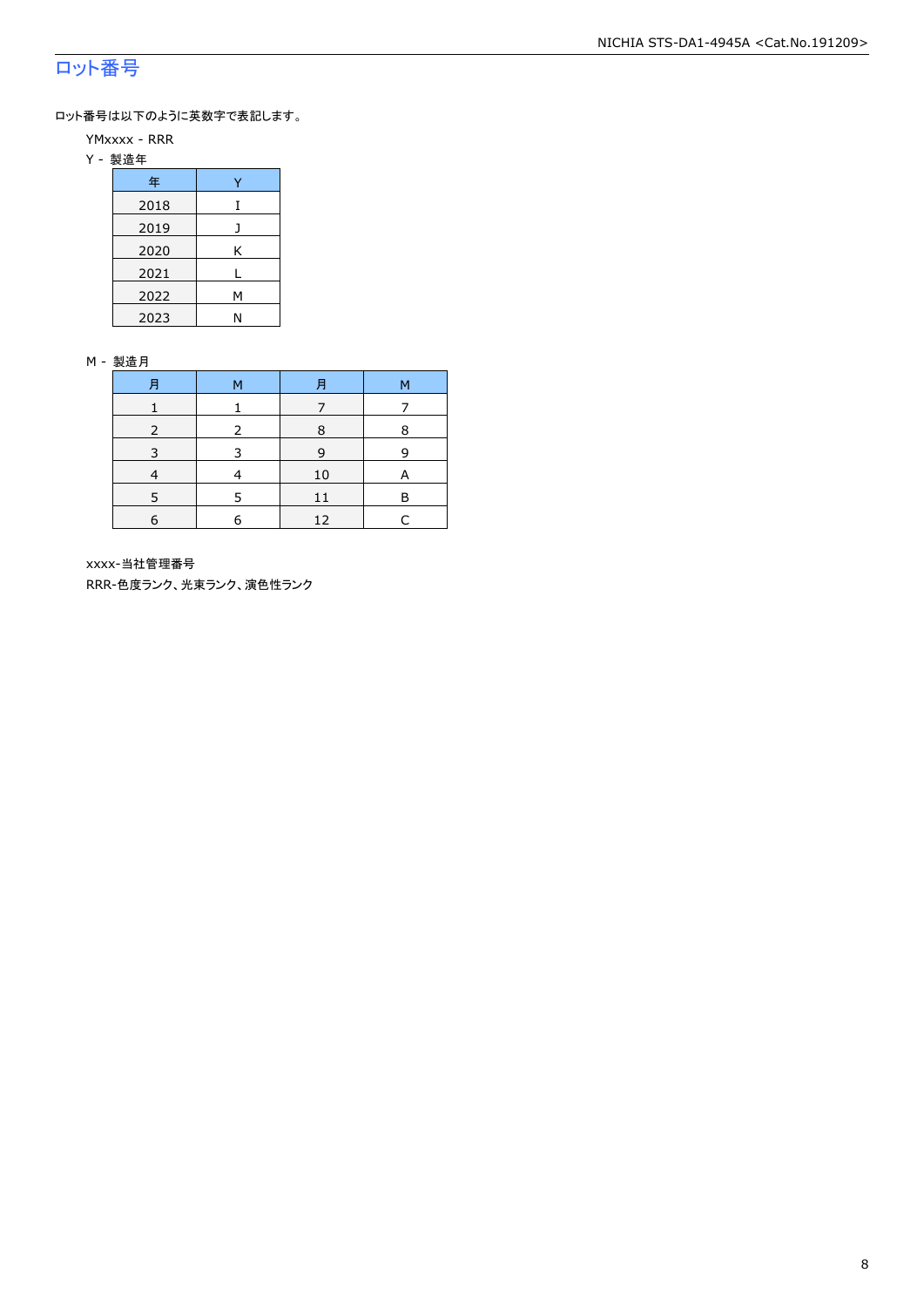## ロット番号

ロット番号は以下のように英数字で表記します。

YMxxxx - RRR

Y - 製造年

| 年 | Y |
|---|---|
| 2018 | I |
| 2019 | J |
| 2020 | K |
| 2021 | L |
| 2022 | M |
| 2023 | N |

M - 製造月

| 月 | M | 月 | M |
|---|---|---|---|
| 1 | 1 | 7 | 7 |
| 2 | 2 | 8 | 8 |
| 3 | 3 | 9 | 9 |
| 4 | 4 | 10 | A |
| 5 | 5 | 11 | B |
| 6 | 6 | 12 | C |

xxxx-当社管理番号

RRR-色度ランク、光束ランク、演色性ランク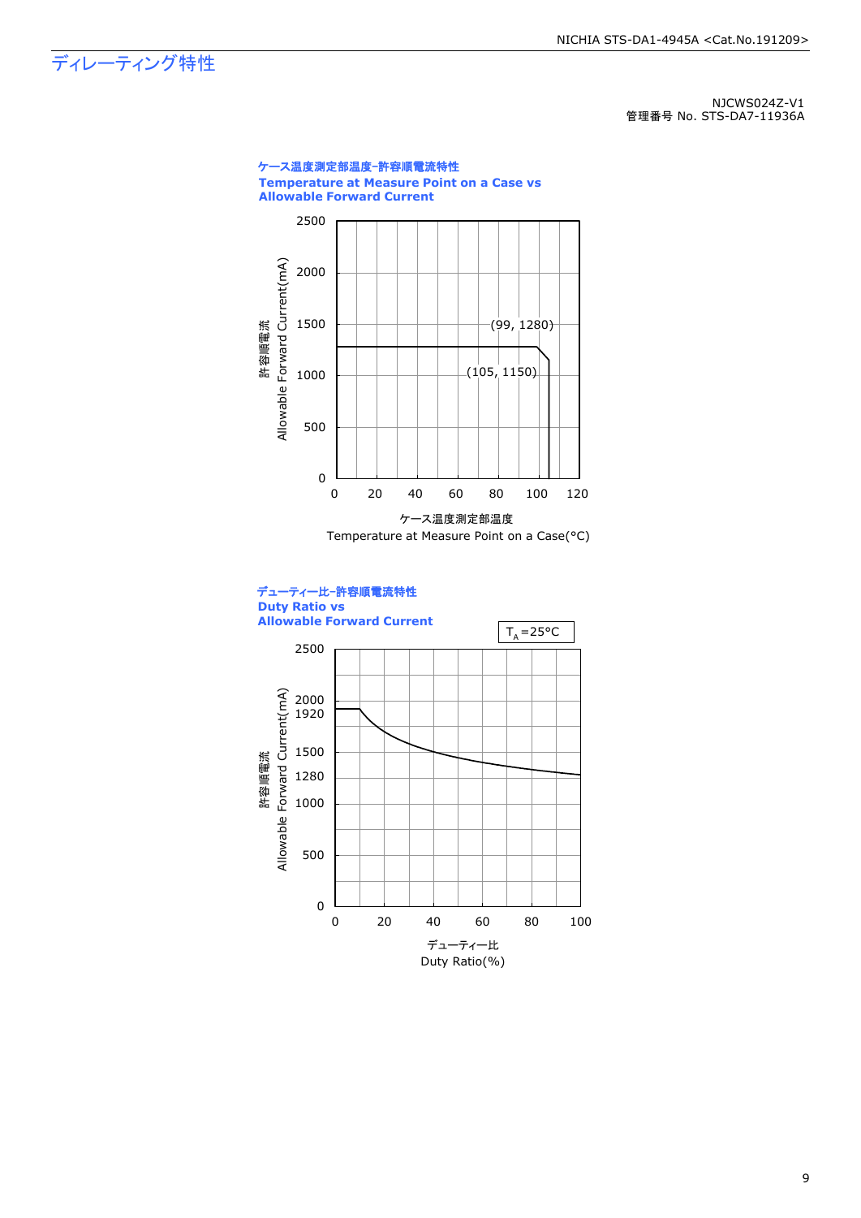## ディレーティング特性

NJCWS024Z-V1
管理番号 No. STS-DA7-11936A

### ケース温度測定部温度−許容順電流特性
### Temperature at Measure Point on a Case vs Allowable Forward Current

許容順電流
Allowable Forward Current(mA)

(99, 1280)

(105, 1150)

ケース温度測定部温度
Temperature at Measure Point on a Case(°C)

### デューティー比−許容順電流特性
### Duty Ratio vs Allowable Forward Current

$T_A$=25°C

許容順電流
Allowable Forward Current(mA)

デューティー比
Duty Ratio(%)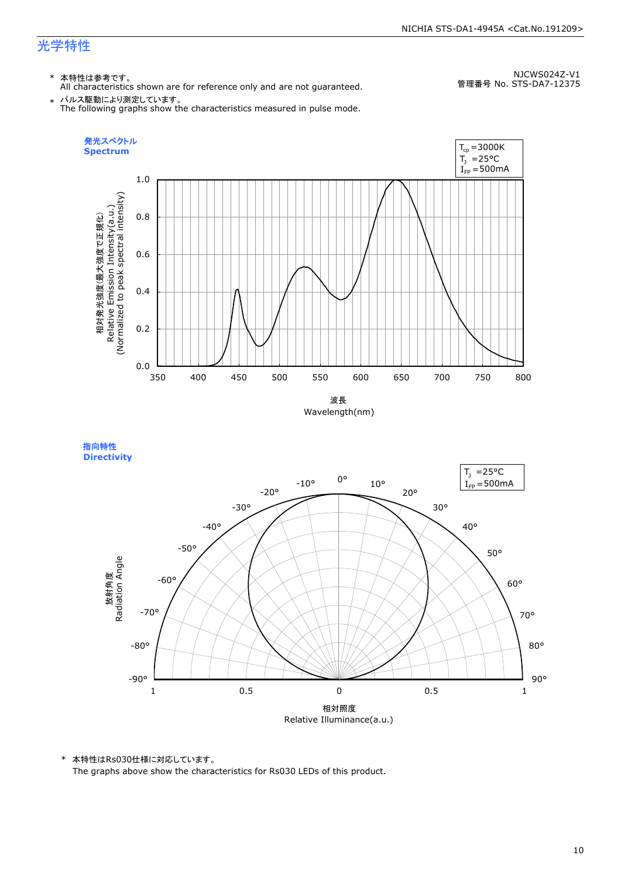# 光学特性

NJCWS024Z-V1
管理番号 No. STS-DA7-12375

* 本特性は参考です。
  All characteristics shown are for reference only and are not guaranteed.
* パルス駆動により測定しています。
  The following graphs show the characteristics measured in pulse mode.

**発光スペクトル**
**Spectrum**

$T_{cp}$ =3000K
$T_J$ =25°C
$I_{FP}$ =500mA

相対発光強度(最大強度で正規化)
Relative Emission Intensity(a.u.)
(Normalized to peak spectral intensity)

波長
Wavelength(nm)

**指向特性**
**Directivity**

$T_J$ =25°C
$I_{FP}$ =500mA

放射角度
Radiation Angle

相対照度
Relative Illuminance(a.u.)

* 本特性はRs030仕様に対応しています。
  The graphs above show the characteristics for Rs030 LEDs of this product.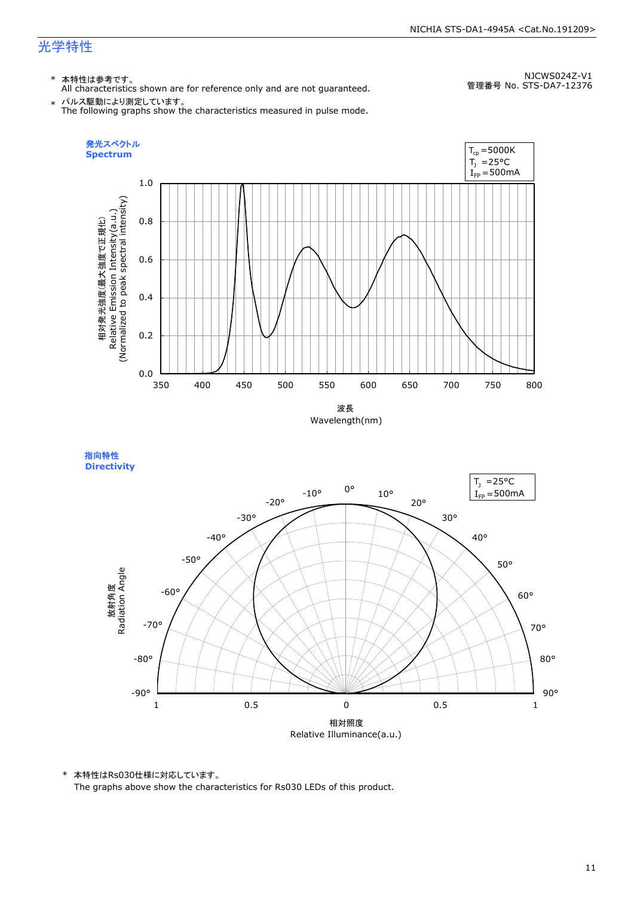## 光学特性

\* 本特性は参考です。
All characteristics shown are for reference only and are not guaranteed.

\* パルス駆動により測定しています。
The following graphs show the characteristics measured in pulse mode.

NJCWS024Z-V1
管理番号 No. STS-DA7-12376

### 発光スペクトル
### Spectrum

$T_{cp}$ =5000K
$T_J$ =25°C
$I_{FP}$ =500mA

相対発光強度(最大強度で正規化)
Relative Emission Intensity(a.u.)
(Normalized to peak spectral intensity)

波長
Wavelength(nm)

### 指向特性
### Directivity

$T_J$ =25°C
$I_{FP}$ =500mA

放射角度
Radiation Angle

相対照度
Relative Illuminance(a.u.)

\* 本特性はRs030仕様に対応しています。
The graphs above show the characteristics for Rs030 LEDs of this product.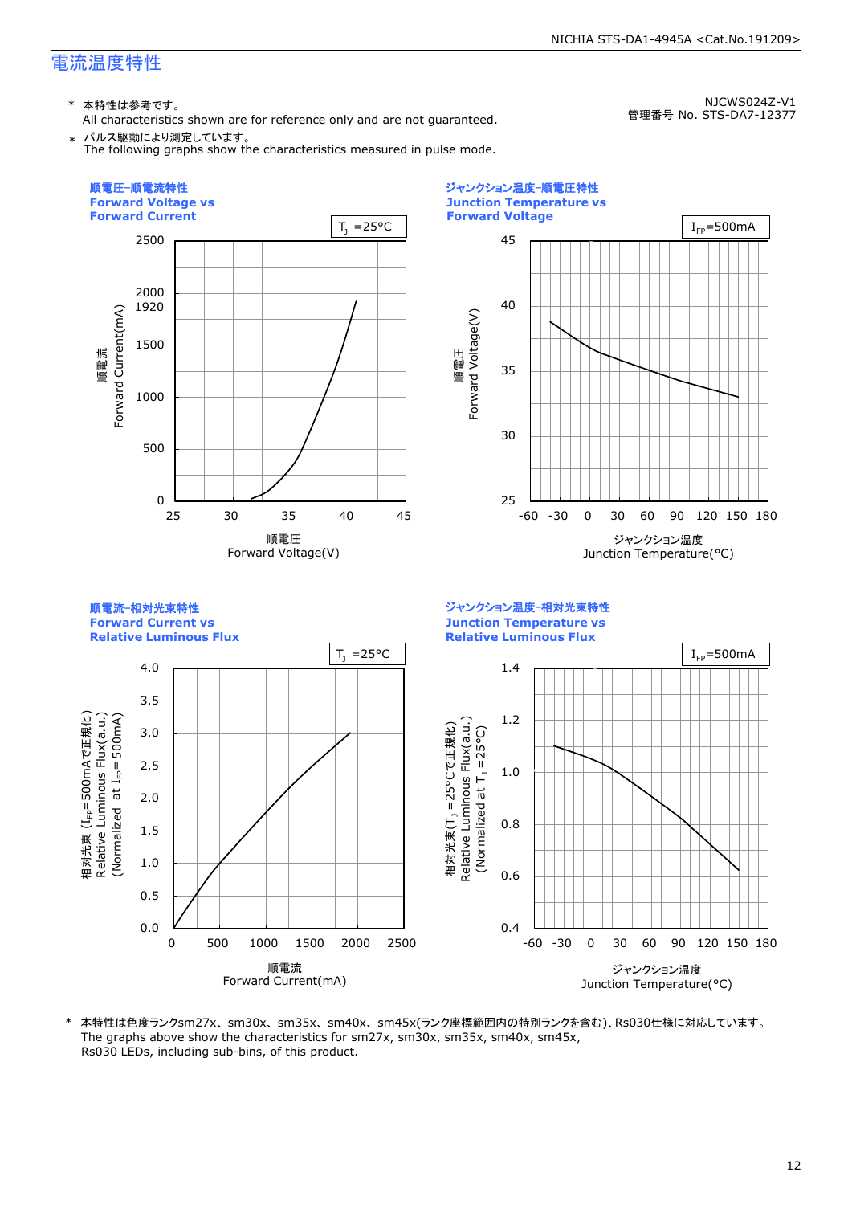# 電流温度特性

NJCWS024Z-V1
管理番号 No. STS-DA7-12377

\* 本特性は参考です。
All characteristics shown are for reference only and are not guaranteed.

\* パルス駆動により測定しています。
The following graphs show the characteristics measured in pulse mode.

**順電圧−順電流特性**
**Forward Voltage vs Forward Current**

$T_J$ =25°C

順電流 Forward Current(mA): 0, 500, 1000, 1500, 1920, 2000, 2500

順電圧 Forward Voltage(V): 25, 30, 35, 40, 45

**ジャンクション温度−順電圧特性**
**Junction Temperature vs Forward Voltage**

$I_{FP}$=500mA

順電圧 Forward Voltage(V): 25, 30, 35, 40, 45

ジャンクション温度 Junction Temperature(°C): -60, -30, 0, 30, 60, 90, 120, 150, 180

**順電流−相対光束特性**
**Forward Current vs Relative Luminous Flux**

$T_J$ =25°C

相対光束 ($I_{FP}$=500mAで正規化) Relative Luminous Flux(a.u.) (Normalized at $I_{FP}$= 500mA): 0.0, 0.5, 1.0, 1.5, 2.0, 2.5, 3.0, 3.5, 4.0

順電流 Forward Current(mA): 0, 500, 1000, 1500, 2000, 2500

**ジャンクション温度−相対光束特性**
**Junction Temperature vs Relative Luminous Flux**

$I_{FP}$=500mA

相対光束 ($T_J$ =25°Cで正規化) Relative Luminous Flux(a.u.) (Normalized at $T_J$ =25°C): 0.4, 0.6, 0.8, 1.0, 1.2, 1.4

ジャンクション温度 Junction Temperature(°C): -60, -30, 0, 30, 60, 90, 120, 150, 180

\* 本特性は色度ランクsm27x、sm30x、sm35x、sm40x、sm45x(ランク座標範囲内の特別ランクを含む)、Rs030仕様に対応しています。
The graphs above show the characteristics for sm27x, sm30x, sm35x, sm40x, sm45x, Rs030 LEDs, including sub-bins, of this product.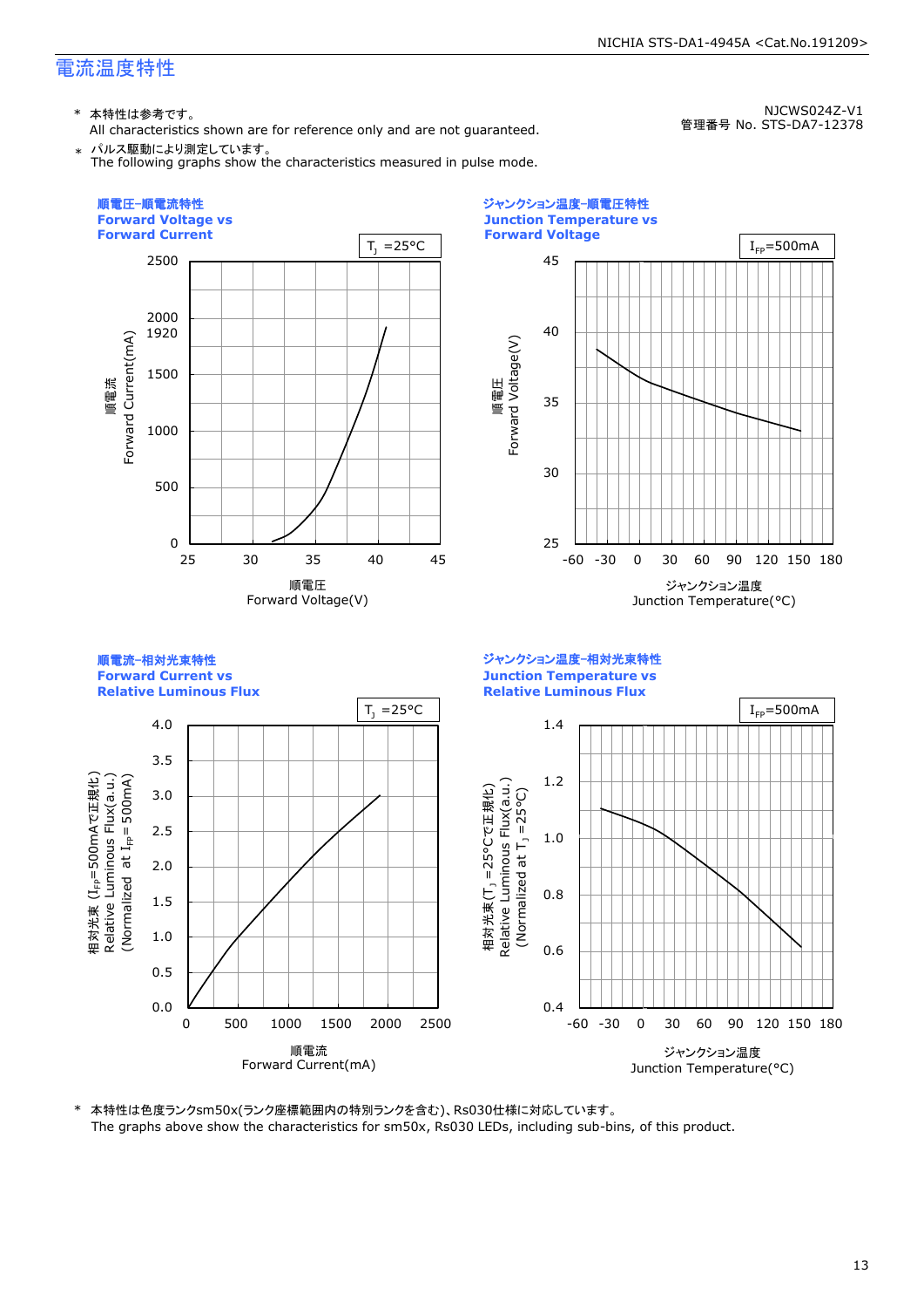# 電流温度特性

NJCWS024Z-V1
管理番号 No. STS-DA7-12378

* 本特性は参考です。
  All characteristics shown are for reference only and are not guaranteed.
* パルス駆動により測定しています。
  The following graphs show the characteristics measured in pulse mode.

**順電圧-順電流特性**
**Forward Voltage vs Forward Current**

$T_J$ =25°C

順電流 Forward Current(mA): 0, 500, 1000, 1500, 1920, 2000, 2500

順電圧 Forward Voltage(V): 25, 30, 35, 40, 45

**ジャンクション温度-順電圧特性**
**Junction Temperature vs Forward Voltage**

$I_{FP}$=500mA

順電圧 Forward Voltage(V): 25, 30, 35, 40, 45

ジャンクション温度 Junction Temperature(°C): -60, -30, 0, 30, 60, 90, 120, 150, 180

**順電流-相対光束特性**
**Forward Current vs Relative Luminous Flux**

$T_J$ =25°C

相対光束 ($I_{FP}$=500mAで正規化) Relative Luminous Flux(a.u.) (Normalized at $I_{FP}$= 500mA): 0.0, 0.5, 1.0, 1.5, 2.0, 2.5, 3.0, 3.5, 4.0

順電流 Forward Current(mA): 0, 500, 1000, 1500, 2000, 2500

**ジャンクション温度-相対光束特性**
**Junction Temperature vs Relative Luminous Flux**

$I_{FP}$=500mA

相対光束 ($T_J$ =25°Cで正規化) Relative Luminous Flux(a.u.) (Normalized at $T_J$ =25°C): 0.4, 0.6, 0.8, 1.0, 1.2, 1.4

ジャンクション温度 Junction Temperature(°C): -60, -30, 0, 30, 60, 90, 120, 150, 180

* 本特性は色度ランクsm50x(ランク座標範囲内の特別ランクを含む)、Rs030仕様に対応しています。
  The graphs above show the characteristics for sm50x, Rs030 LEDs, including sub-bins, of this product.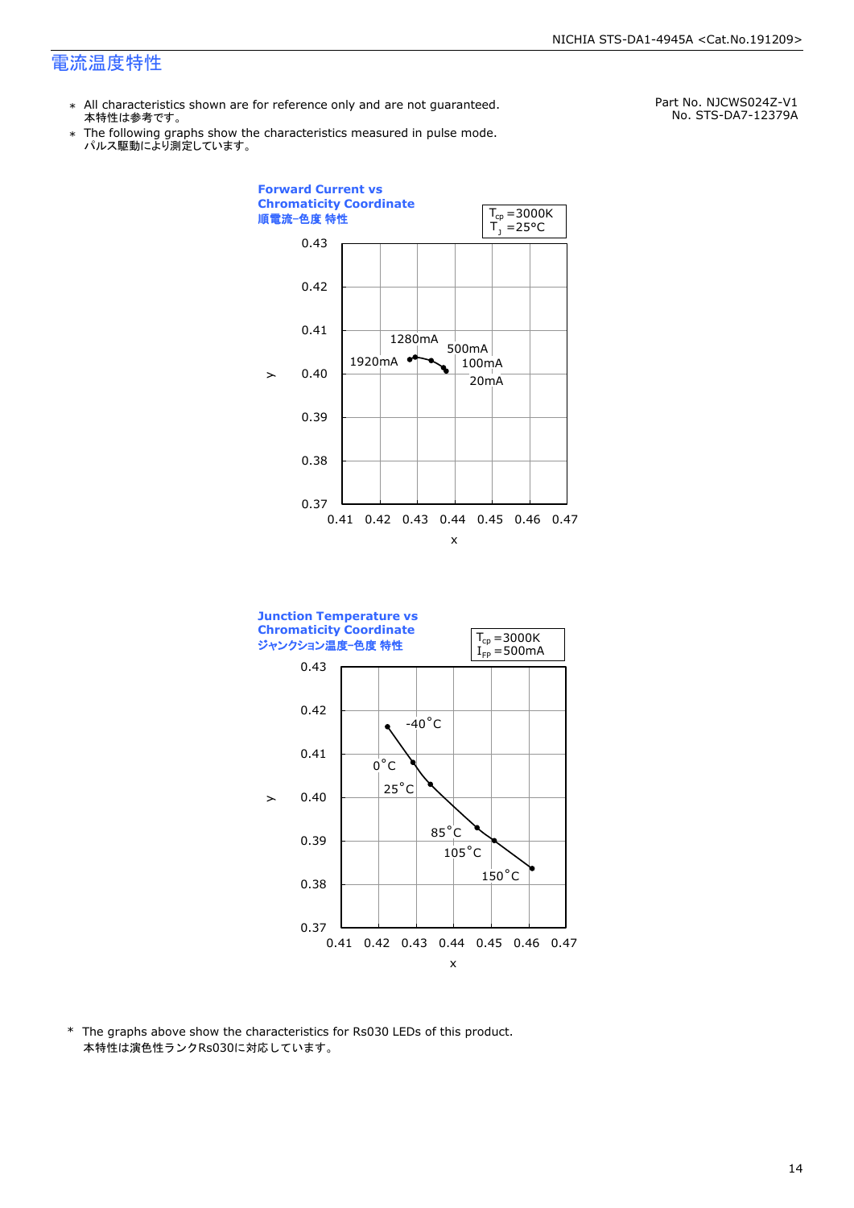# 電流温度特性

Part No. NJCWS024Z-V1
No. STS-DA7-12379A

- ＊ All characteristics shown are for reference only and are not guaranteed.
  本特性は参考です。
- ＊ The following graphs show the characteristics measured in pulse mode.
  パルス駆動により測定しています。

**Forward Current vs Chromaticity Coordinate**
**順電流-色度 特性**

$T_{cp}$ =3000K
$T_J$ =25°C

y: 0.37, 0.38, 0.39, 0.40, 0.41, 0.42, 0.43
x: 0.41, 0.42, 0.43, 0.44, 0.45, 0.46, 0.47

1920mA, 1280mA, 500mA, 100mA, 20mA

**Junction Temperature vs Chromaticity Coordinate**
**ジャンクション温度-色度 特性**

$T_{cp}$ =3000K
$I_{FP}$ =500mA

y: 0.37, 0.38, 0.39, 0.40, 0.41, 0.42, 0.43
x: 0.41, 0.42, 0.43, 0.44, 0.45, 0.46, 0.47

-40°C, 0°C, 25°C, 85°C, 105°C, 150°C

\* The graphs above show the characteristics for Rs030 LEDs of this product.
本特性は演色性ランクRs030に対応しています。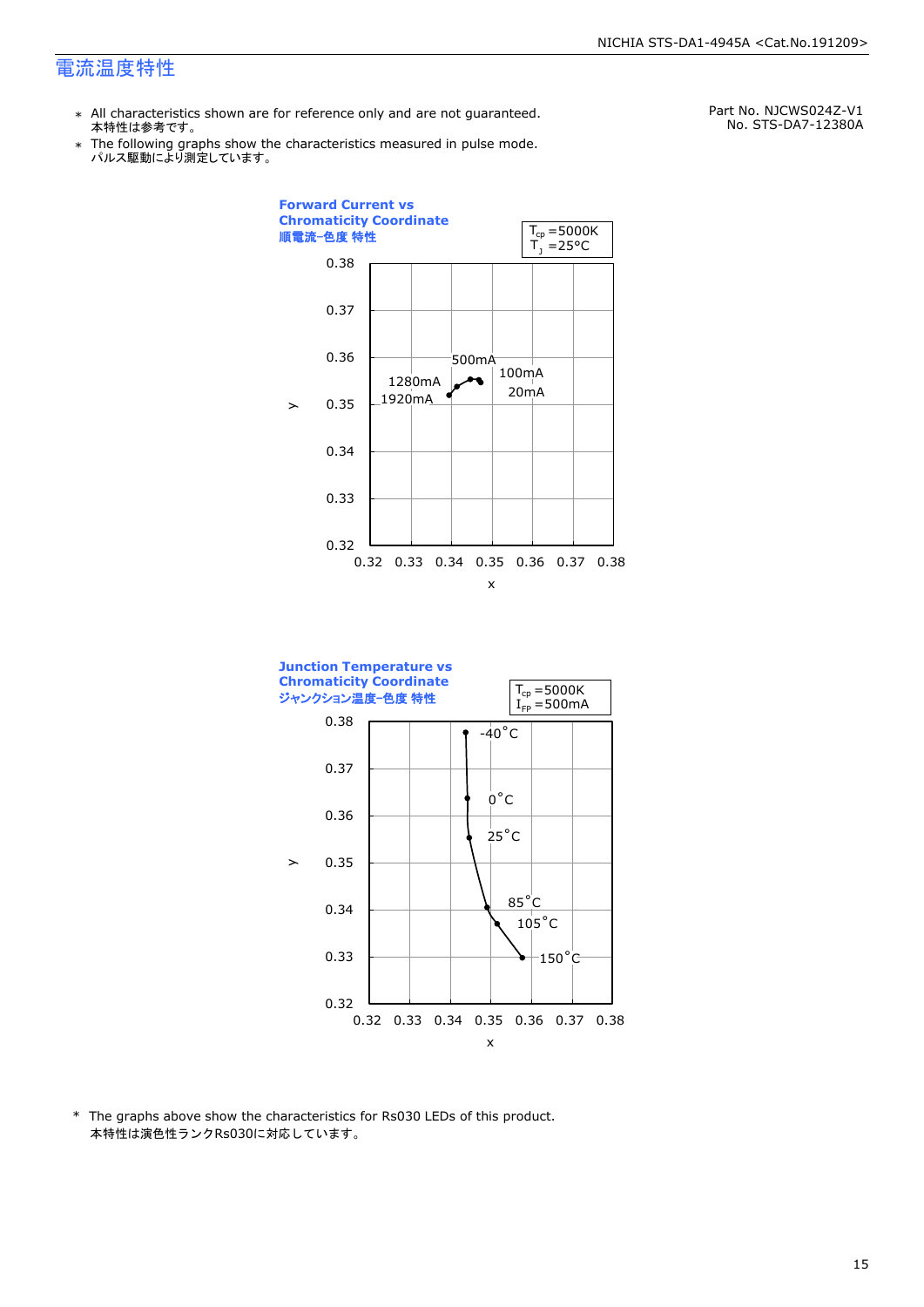# 電流温度特性

Part No. NJCWS024Z-V1
No. STS-DA7-12380A

- ＊ All characteristics shown are for reference only and are not guaranteed.
  本特性は参考です。
- ＊ The following graphs show the characteristics measured in pulse mode.
  パルス駆動により測定しています。

**Forward Current vs Chromaticity Coordinate**
**順電流-色度 特性**

$T_{cp}$ =5000K
$T_J$ =25°C

y: 0.32–0.38; x: 0.32–0.38

Labels: 500mA, 1280mA, 1920mA, 100mA, 20mA

**Junction Temperature vs Chromaticity Coordinate**
**ジャンクション温度-色度 特性**

$T_{cp}$ =5000K
$I_{FP}$ =500mA

y: 0.32–0.38; x: 0.32–0.38

Labels: -40°C, 0°C, 25°C, 85°C, 105°C, 150°C

\* The graphs above show the characteristics for Rs030 LEDs of this product.
本特性は演色性ランクRs030に対応しています。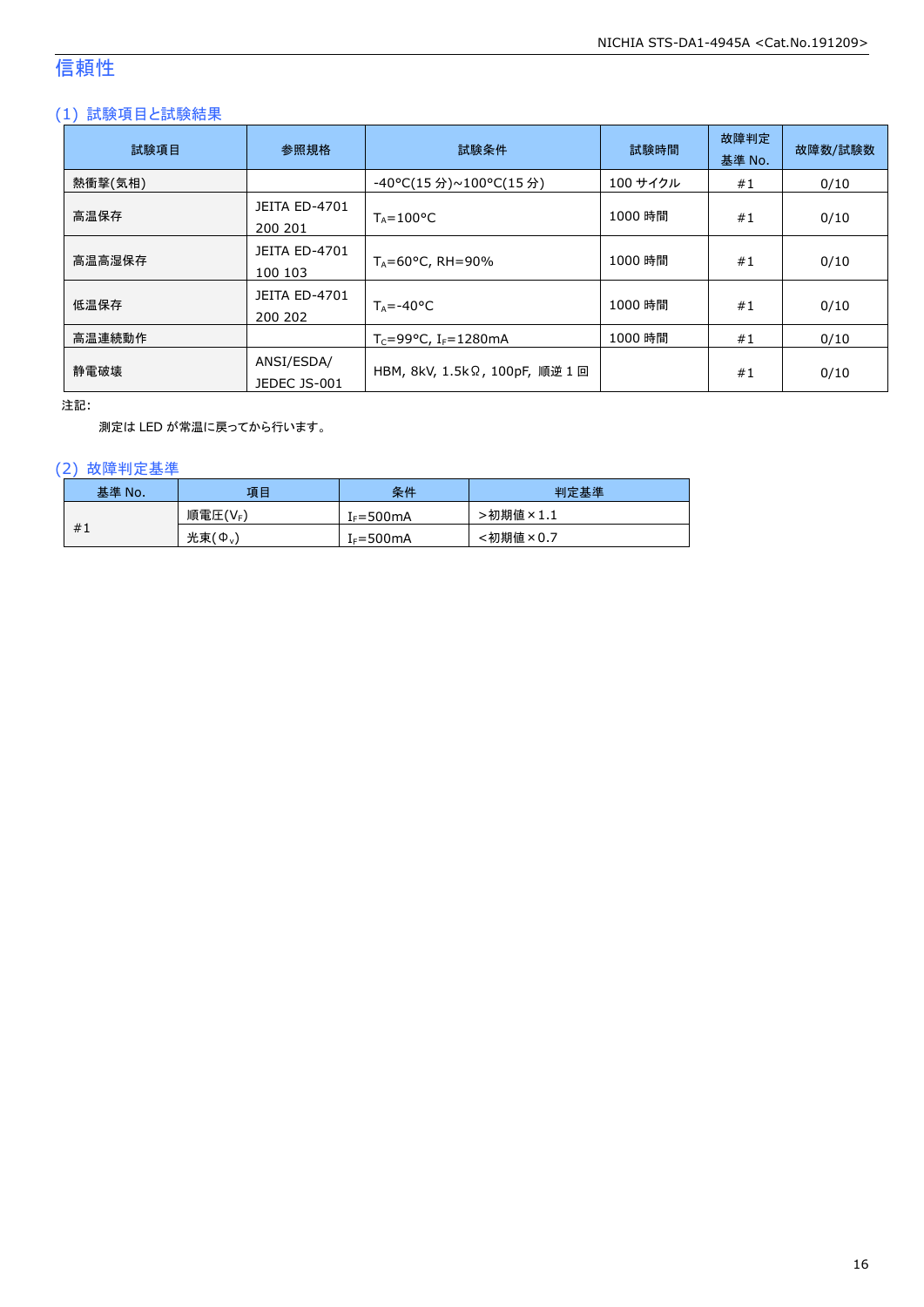# 信頼性

## (1) 試験項目と試験結果

| 試験項目 | 参照規格 | 試験条件 | 試験時間 | 故障判定基準 No. | 故障数/試験数 |
|---|---|---|---|---|---|
| 熱衝撃(気相) | | -40°C(15 分)~100°C(15 分) | 100 サイクル | #1 | 0/10 |
| 高温保存 | JEITA ED-4701 200 201 | $T_A$=100°C | 1000 時間 | #1 | 0/10 |
| 高温高湿保存 | JEITA ED-4701 100 103 | $T_A$=60°C, RH=90% | 1000 時間 | #1 | 0/10 |
| 低温保存 | JEITA ED-4701 200 202 | $T_A$=-40°C | 1000 時間 | #1 | 0/10 |
| 高温連続動作 | | $T_C$=99°C, $I_F$=1280mA | 1000 時間 | #1 | 0/10 |
| 静電破壊 | ANSI/ESDA/ JEDEC JS-001 | HBM, 8kV, 1.5kΩ, 100pF, 順逆 1 回 | | #1 | 0/10 |

注記:

測定は LED が常温に戻ってから行います。

## (2) 故障判定基準

| 基準 No. | 項目 | 条件 | 判定基準 |
|---|---|---|---|
| #1 | 順電圧($V_F$) | $I_F$=500mA | >初期値×1.1 |
| | 光束($\Phi_v$) | $I_F$=500mA | <初期値×0.7 |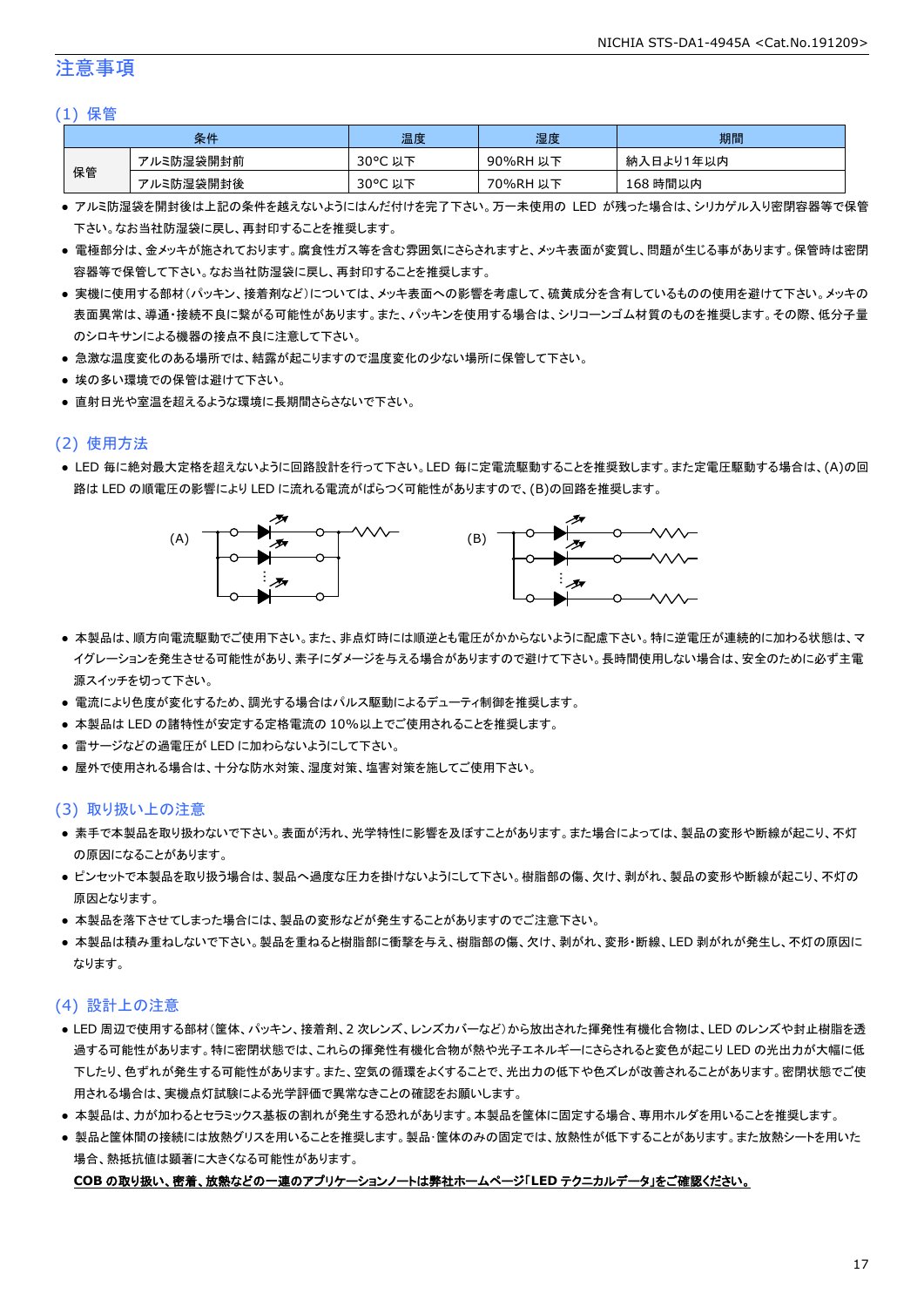# 注意事項

## (1) 保管

| 条件 | | 温度 | 湿度 | 期間 |
|---|---|---|---|---|
| 保管 | アルミ防湿袋開封前 | 30°C 以下 | 90%RH 以下 | 納入日より1年以内 |
| | アルミ防湿袋開封後 | 30°C 以下 | 70%RH 以下 | 168 時間以内 |

- アルミ防湿袋を開封後は上記の条件を越えないようにはんだ付けを完了下さい。万一未使用の LED が残った場合は、シリカゲル入り密閉容器等で保管下さい。なお当社防湿袋に戻し、再封印することを推奨します。
- 電極部分は、金メッキが施されております。腐食性ガス等を含む雰囲気にさらされますと、メッキ表面が変質し、問題が生じる事があります。保管時は密閉容器等で保管して下さい。なお当社防湿袋に戻し、再封印することを推奨します。
- 実機に使用する部材（パッキン、接着剤など）については、メッキ表面への影響を考慮して、硫黄成分を含有しているものの使用を避けて下さい。メッキの表面異常は、導通・接続不良に繋がる可能性があります。また、パッキンを使用する場合は、シリコーンゴム材質のものを推奨します。その際、低分子量のシロキサンによる機器の接点不良に注意して下さい。
- 急激な温度変化のある場所では、結露が起こりますので温度変化の少ない場所に保管して下さい。
- 埃の多い環境での保管は避けて下さい。
- 直射日光や室温を超えるような環境に長期間さらさないで下さい。

## (2) 使用方法

- LED 毎に絶対最大定格を超えないように回路設計を行って下さい。LED 毎に定電流駆動することを推奨致します。また定電圧駆動する場合は、(A)の回路は LED の順電圧の影響により LED に流れる電流がばらつく可能性がありますので、(B)の回路を推奨します。

(A)　　　　　　　　　　　　(B)

- 本製品は、順方向電流駆動でご使用下さい。また、非点灯時には順逆とも電圧がかからないように配慮下さい。特に逆電圧が連続的に加わる状態は、マイグレーションを発生させる可能性があり、素子にダメージを与える場合がありますので避けて下さい。長時間使用しない場合は、安全のために必ず主電源スイッチを切って下さい。
- 電流により色度が変化するため、調光する場合はパルス駆動によるデューティ制御を推奨します。
- 本製品は LED の諸特性が安定する定格電流の 10%以上でご使用されることを推奨します。
- 雷サージなどの過電圧が LED に加わらないようにして下さい。
- 屋外で使用される場合は、十分な防水対策、湿度対策、塩害対策を施してご使用下さい。

## (3) 取り扱い上の注意

- 素手で本製品を取り扱わないで下さい。表面が汚れ、光学特性に影響を及ぼすことがあります。また場合によっては、製品の変形や断線が起こり、不灯の原因になることがあります。
- ピンセットで本製品を取り扱う場合は、製品へ過度な圧力を掛けないようにして下さい。樹脂部の傷、欠け、剥がれ、製品の変形や断線が起こり、不灯の原因となります。
- 本製品を落下させてしまった場合には、製品の変形などが発生することがありますのでご注意下さい。
- 本製品は積み重ねしないで下さい。製品を重ねると樹脂部に衝撃を与え、樹脂部の傷、欠け、剥がれ、変形・断線、LED 剥がれが発生し、不灯の原因になります。

## (4) 設計上の注意

- LED 周辺で使用する部材（筐体、パッキン、接着剤、2 次レンズ、レンズカバーなど）から放出された揮発性有機化合物は、LED のレンズや封止樹脂を透過する可能性があります。特に密閉状態では、これらの揮発性有機化合物が熱や光子エネルギーにさらされると変色が起こり LED の光出力が大幅に低下したり、色ずれが発生する可能性があります。また、空気の循環をよくすることで、光出力の低下や色ズレが改善されることがあります。密閉状態でご使用される場合は、実機点灯試験による光学評価で異常なきことの確認をお願いします。
- 本製品は、力が加わるとセラミックス基板の割れが発生する恐れがあります。本製品を筐体に固定する場合、専用ホルダを用いることを推奨します。
- 製品と筐体間の接続には放熱グリスを用いることを推奨します。製品･筐体のみの固定では、放熱性が低下することがあります。また放熱シートを用いた場合、熱抵抗値は顕著に大きくなる可能性があります。

**COB の取り扱い、密着、放熱などの一連のアプリケーションノートは弊社ホームページ「LED テクニカルデータ」をご確認ください。**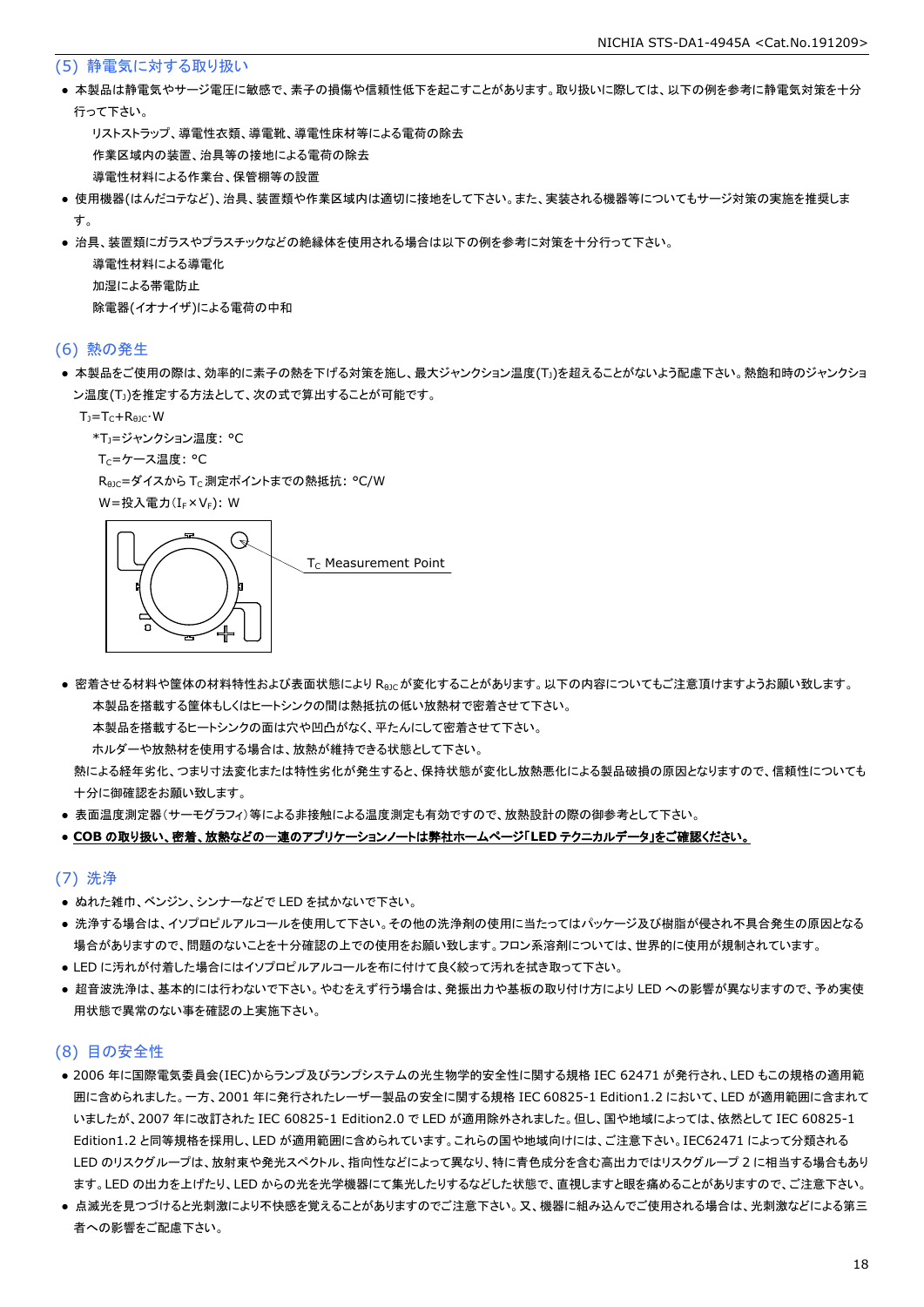## (5) 静電気に対する取り扱い

- 本製品は静電気やサージ電圧に敏感で、素子の損傷や信頼性低下を起こすことがあります。取り扱いに際しては、以下の例を参考に静電気対策を十分行って下さい。

  リストストラップ、導電性衣類、導電靴、導電性床材等による電荷の除去

  作業区域内の装置、治具等の接地による電荷の除去

  導電性材料による作業台、保管棚等の設置

- 使用機器(はんだコテなど)、治具、装置類や作業区域内は適切に接地をして下さい。また、実装される機器等についてもサージ対策の実施を推奨します。
- 治具、装置類にガラスやプラスチックなどの絶縁体を使用される場合は以下の例を参考に対策を十分行って下さい。

  導電性材料による導電化

  加湿による帯電防止

  除電器(イオナイザ)による電荷の中和

## (6) 熱の発生

- 本製品をご使用の際は、効率的に素子の熱を下げる対策を施し、最大ジャンクション温度($T_J$)を超えることがないよう配慮下さい。熱飽和時のジャンクション温度($T_J$)を推定する方法として、次の式で算出することが可能です。

  $T_J=T_C+R_{\theta JC}\cdot W$

  *$T_J$=ジャンクション温度: °C

  $T_C$=ケース温度: °C

  $R_{\theta JC}$=ダイスから $T_C$ 測定ポイントまでの熱抵抗: °C/W

  W=投入電力($I_F \times V_F$): W

  $T_C$ Measurement Point

- 密着させる材料や筐体の材料特性および表面状態により $R_{\theta JC}$ が変化することがあります。以下の内容についてもご注意頂けますようお願い致します。

  本製品を搭載する筐体もしくはヒートシンクの間は熱抵抗の低い放熱材で密着させて下さい。

  本製品を搭載するヒートシンクの面は穴や凹凸がなく、平たんにして密着させて下さい。

  ホルダーや放熱材を使用する場合は、放熱が維持できる状態として下さい。

  熱による経年劣化、つまり寸法変化または特性劣化が発生すると、保持状態が変化し放熱悪化による製品破損の原因となりますので、信頼性についても十分に御確認をお願い致します。

- 表面温度測定器(サーモグラフィ)等による非接触による温度測定も有効ですので、放熱設計の際の御参考として下さい。
- **COB の取り扱い、密着、放熱などの一連のアプリケーションノートは弊社ホームページ「LED テクニカルデータ」をご確認ください。**

## (7) 洗浄

- ぬれた雑巾、ベンジン、シンナーなどで LED を拭かないで下さい。
- 洗浄する場合は、イソプロピルアルコールを使用して下さい。その他の洗浄剤の使用に当たってはパッケージ及び樹脂が侵され不具合発生の原因となる場合がありますので、問題のないことを十分確認の上での使用をお願い致します。フロン系溶剤については、世界的に使用が規制されています。
- LED に汚れが付着した場合にはイソプロピルアルコールを布に付けて良く絞って汚れを拭き取って下さい。
- 超音波洗浄は、基本的には行わないで下さい。やむをえず行う場合は、発振出力や基板の取り付け方により LED への影響が異なりますので、予め実使用状態で異常のない事を確認の上実施下さい。

## (8) 目の安全性

- 2006 年に国際電気委員会(IEC)からランプ及びランプシステムの光生物学的安全性に関する規格 IEC 62471 が発行され、LED もこの規格の適用範囲に含められました。一方、2001 年に発行されたレーザー製品の安全に関する規格 IEC 60825-1 Edition1.2 において、LED が適用範囲に含まれていましたが、2007 年に改訂された IEC 60825-1 Edition2.0 で LED が適用除外されました。但し、国や地域によっては、依然として IEC 60825-1 Edition1.2 と同等規格を採用し、LED が適用範囲に含められています。これらの国や地域向けには、ご注意下さい。IEC62471 によって分類される LED のリスクグループは、放射束や発光スペクトル、指向性などによって異なり、特に青色成分を含む高出力ではリスクグループ 2 に相当する場合もあります。LED の出力を上げたり、LED からの光を光学機器にて集光したりするなどした状態で、直視しますと眼を痛めることがありますので、ご注意下さい。
- 点滅光を見つづけると光刺激により不快感を覚えることがありますのでご注意下さい。又、機器に組み込んでご使用される場合は、光刺激などによる第三者への影響をご配慮下さい。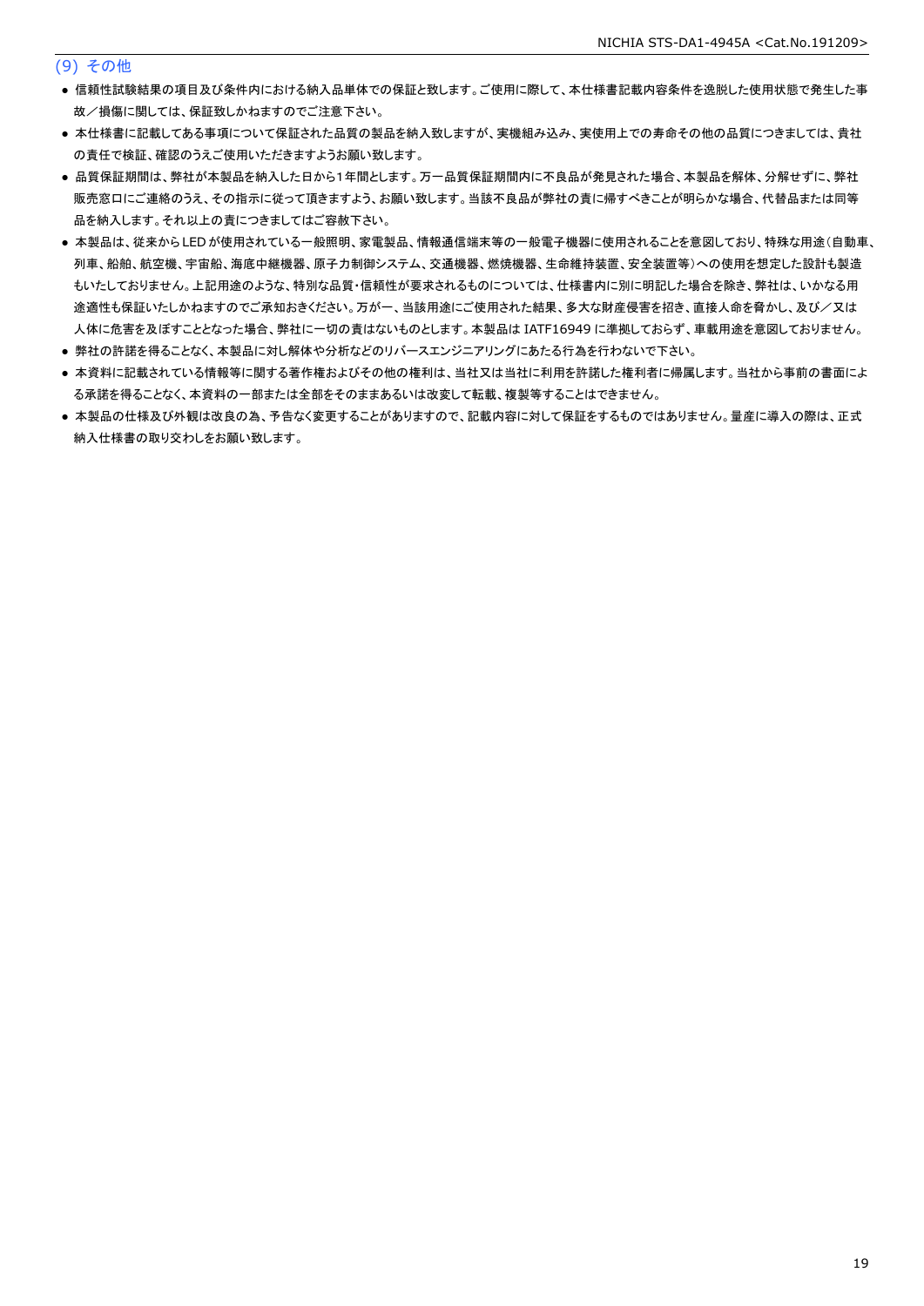## (9) その他

- 信頼性試験結果の項目及び条件内における納入品単体での保証と致します。ご使用に際して、本仕様書記載内容条件を逸脱した使用状態で発生した事故／損傷に関しては、保証致しかねますのでご注意下さい。
- 本仕様書に記載してある事項について保証された品質の製品を納入致しますが、実機組み込み、実使用上での寿命その他の品質につきましては、貴社の責任で検証、確認のうえご使用いただきますようお願い致します。
- 品質保証期間は、弊社が本製品を納入した日から1年間とします。万一品質保証期間内に不良品が発見された場合、本製品を解体、分解せずに、弊社販売窓口にご連絡のうえ、その指示に従って頂きますよう、お願い致します。当該不良品が弊社の責に帰すべきことが明らかな場合、代替品または同等品を納入します。それ以上の責につきましてはご容赦下さい。
- 本製品は、従来からLEDが使用されている一般照明、家電製品、情報通信端末等の一般電子機器に使用されることを意図しており、特殊な用途（自動車、列車、船舶、航空機、宇宙船、海底中継機器、原子力制御システム、交通機器、燃焼機器、生命維持装置、安全装置等）への使用を想定した設計も製造もいたしておりません。上記用途のような、特別な品質・信頼性が要求されるものについては、仕様書内に別に明記した場合を除き、弊社は、いかなる用途適性も保証いたしかねますのでご承知おきください。万が一、当該用途にご使用された結果、多大な財産侵害を招き、直接人命を脅かし、及び／又は人体に危害を及ぼすこととなった場合、弊社に一切の責はないものとします。本製品は IATF16949 に準拠しておらず、車載用途を意図しておりません。
- 弊社の許諾を得ることなく、本製品に対し解体や分析などのリバースエンジニアリングにあたる行為を行わないで下さい。
- 本資料に記載されている情報等に関する著作権およびその他の権利は、当社又は当社に利用を許諾した権利者に帰属します。当社から事前の書面による承諾を得ることなく、本資料の一部または全部をそのままあるいは改変して転載、複製等することはできません。
- 本製品の仕様及び外観は改良の為、予告なく変更することがありますので、記載内容に対して保証をするものではありません。量産に導入の際は、正式納入仕様書の取り交わしをお願い致します。